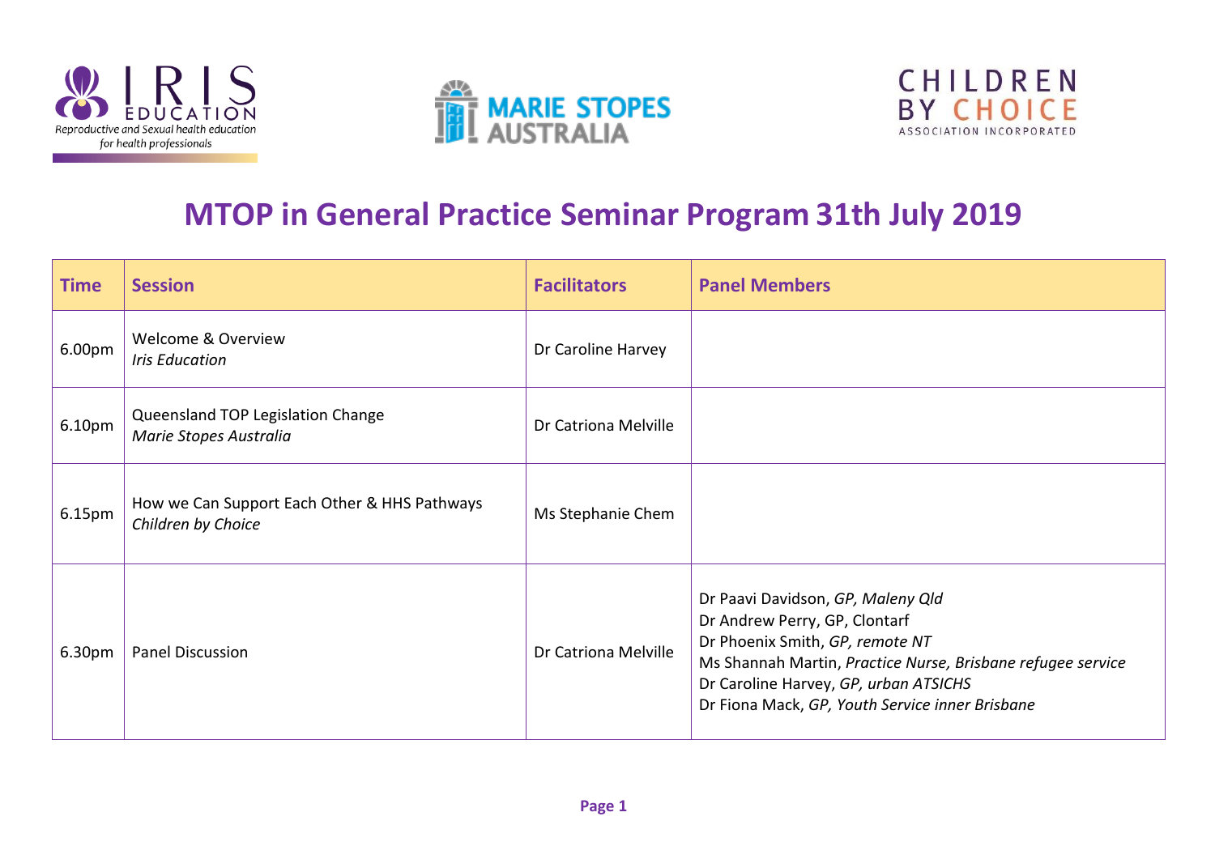# MTOP in General Practice Seminar Program 31th July 2019

| Time | Session | Facilitators | Panel Members |
| --- | --- | --- | --- |
| 6.00pm | Welcome & Overview<br>*Iris Education* | Dr Caroline Harvey | |
| 6.10pm | Queensland TOP Legislation Change<br>*Marie Stopes Australia* | Dr Catriona Melville | |
| 6.15pm | How we Can Support Each Other & HHS Pathways<br>*Children by Choice* | Ms Stephanie Chem | |
| 6.30pm | Panel Discussion | Dr Catriona Melville | Dr Paavi Davidson, *GP, Maleny Qld*<br>Dr Andrew Perry, GP, Clontarf<br>Dr Phoenix Smith, *GP, remote NT*<br>Ms Shannah Martin, *Practice Nurse, Brisbane refugee service*<br>Dr Caroline Harvey, *GP, urban ATSICHS*<br>Dr Fiona Mack, *GP, Youth Service inner Brisbane* |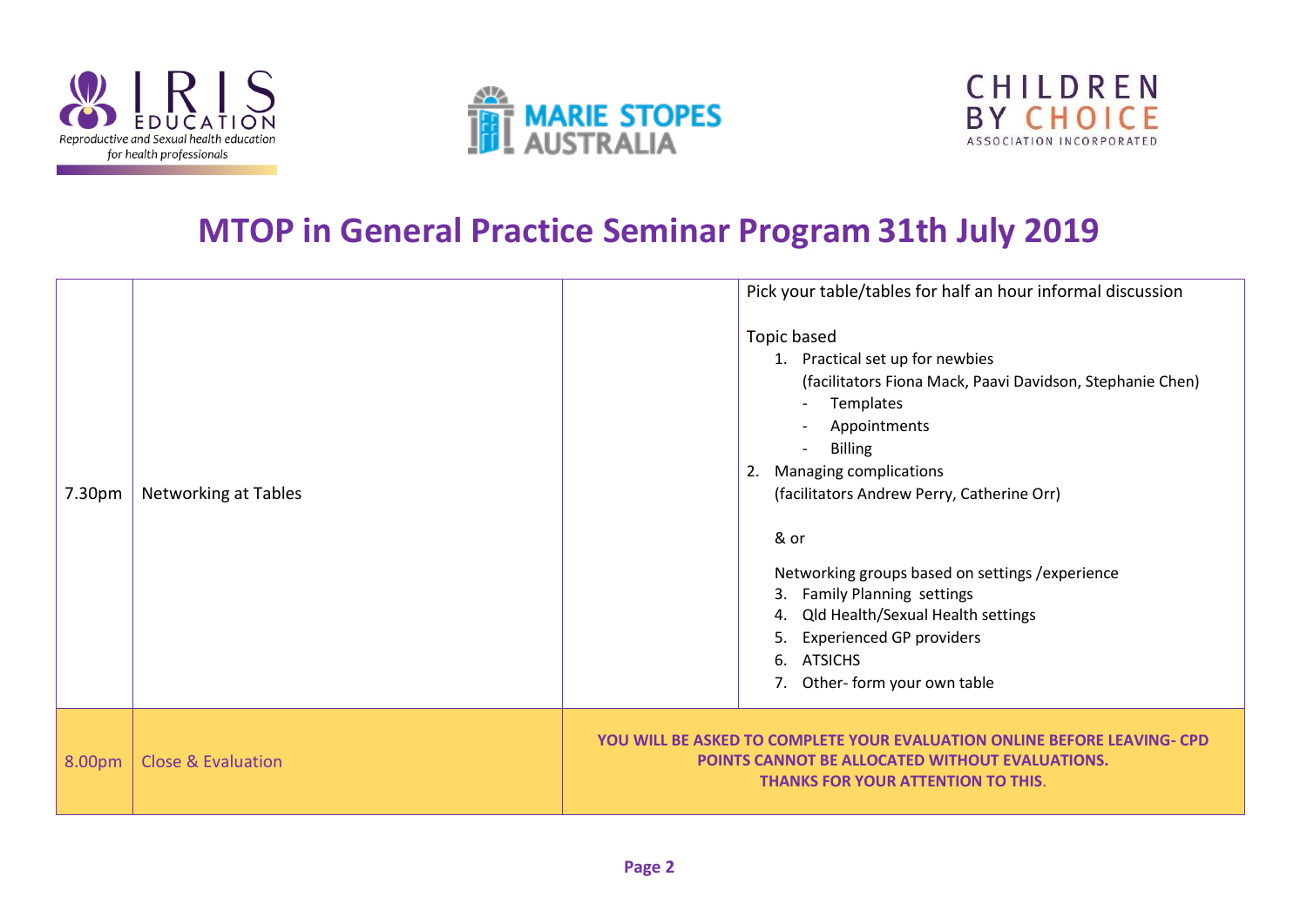# MTOP in General Practice Seminar Program 31th July 2019

| | | | |
|---|---|---|---|
| 7.30pm | Networking at Tables | | Pick your table/tables for half an hour informal discussion<br><br>Topic based<br>1. Practical set up for newbies<br>(facilitators Fiona Mack, Paavi Davidson, Stephanie Chen)<br>- Templates<br>- Appointments<br>- Billing<br>2. Managing complications<br>(facilitators Andrew Perry, Catherine Orr)<br><br>& or<br><br>Networking groups based on settings /experience<br>3. Family Planning settings<br>4. Qld Health/Sexual Health settings<br>5. Experienced GP providers<br>6. ATSICHS<br>7. Other- form your own table |
| 8.00pm | Close & Evaluation | **YOU WILL BE ASKED TO COMPLETE YOUR EVALUATION ONLINE BEFORE LEAVING- CPD POINTS CANNOT BE ALLOCATED WITHOUT EVALUATIONS. THANKS FOR YOUR ATTENTION TO THIS.** | |